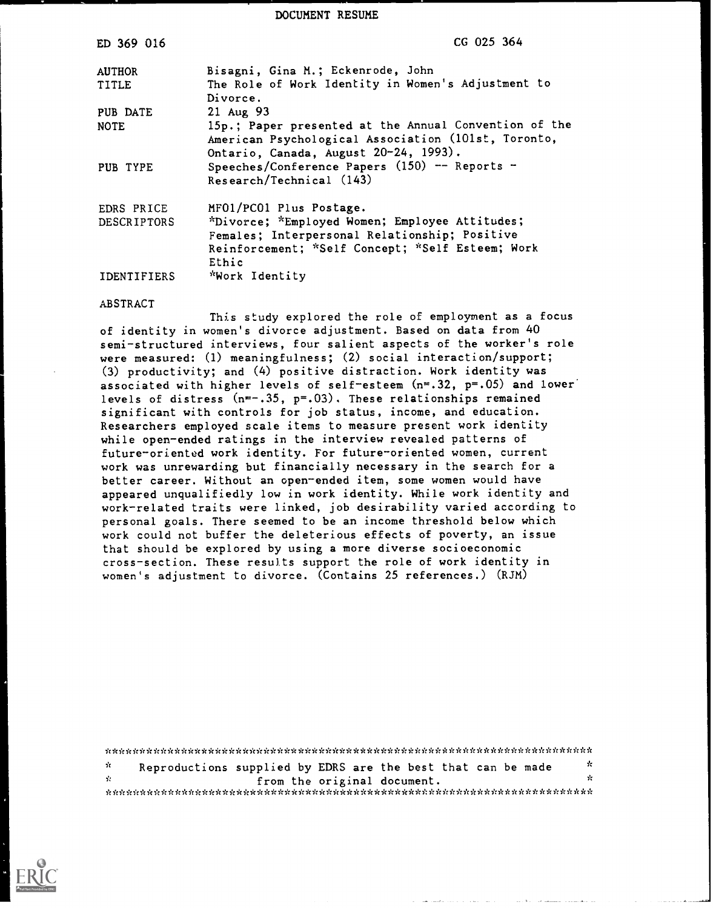# DOCUMENT RESUME

| | |
|---|---|
| ED 369 016 | CG 025 364 |
| AUTHOR | Bisagni, Gina M.; Eckenrode, John |
| TITLE | The Role of Work Identity in Women's Adjustment to Divorce. |
| PUB DATE | 21 Aug 93 |
| NOTE | 15p.; Paper presented at the Annual Convention of the American Psychological Association (101st, Toronto, Ontario, Canada, August 20-24, 1993). |
| PUB TYPE | Speeches/Conference Papers (150) -- Reports - Research/Technical (143) |
| EDRS PRICE | MF01/PC01 Plus Postage. |
| DESCRIPTORS | *Divorce; *Employed Women; Employee Attitudes; Females; Interpersonal Relationship; Positive Reinforcement; *Self Concept; *Self Esteem; Work Ethic |
| IDENTIFIERS | *Work Identity |

## ABSTRACT

This study explored the role of employment as a focus of identity in women's divorce adjustment. Based on data from 40 semi-structured interviews, four salient aspects of the worker's role were measured: (1) meaningfulness; (2) social interaction/support; (3) productivity; and (4) positive distraction. Work identity was associated with higher levels of self-esteem (n=.32, p=.05) and lower levels of distress (n=-.35, p=.03). These relationships remained significant with controls for job status, income, and education. Researchers employed scale items to measure present work identity while open-ended ratings in the interview revealed patterns of future-oriented work identity. For future-oriented women, current work was unrewarding but financially necessary in the search for a better career. Without an open-ended item, some women would have appeared unqualifiedly low in work identity. While work identity and work-related traits were linked, job desirability varied according to personal goals. There seemed to be an income threshold below which work could not buffer the deleterious effects of poverty, an issue that should be explored by using a more diverse socioeconomic cross-section. These results support the role of work identity in women's adjustment to divorce. (Contains 25 references.) (RJM)

***********************************************************************
* Reproductions supplied by EDRS are the best that can be made *
* from the original document. *
***********************************************************************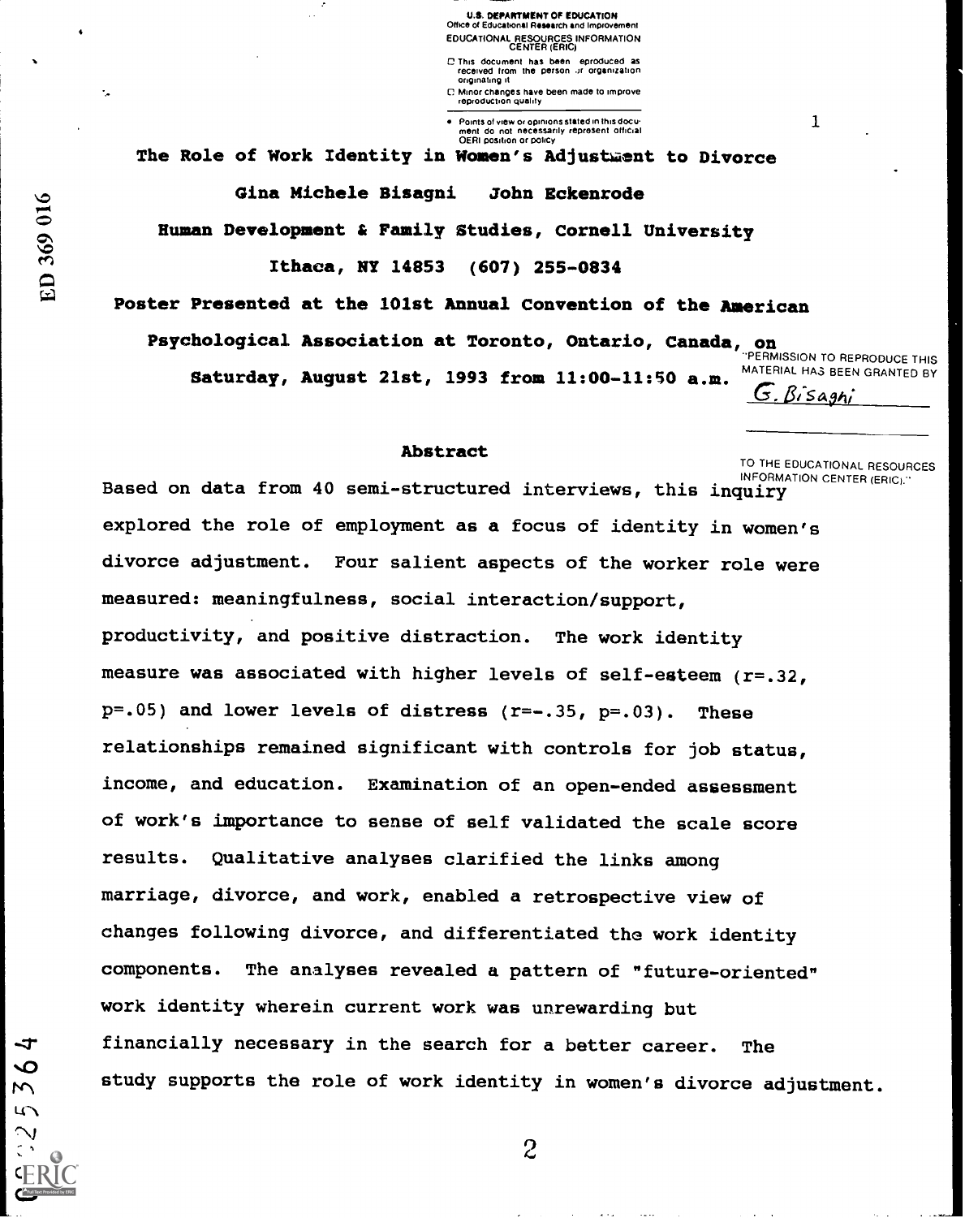# The Role of Work Identity in Women's Adjustment to Divorce

Gina Michele Bisagni John Eckenrode

Human Development & Family Studies, Cornell University

Ithaca, NY 14853 (607) 255-0834

Poster Presented at the 101st Annual Convention of the American Psychological Association at Toronto, Ontario, Canada, on Saturday, August 21st, 1993 from 11:00-11:50 a.m.

## Abstract

Based on data from 40 semi-structured interviews, this inquiry explored the role of employment as a focus of identity in women's divorce adjustment. Four salient aspects of the worker role were measured: meaningfulness, social interaction/support, productivity, and positive distraction. The work identity measure was associated with higher levels of self-esteem ($r=.32$, $p=.05$) and lower levels of distress ($r=-.35$, $p=.03$). These relationships remained significant with controls for job status, income, and education. Examination of an open-ended assessment of work's importance to sense of self validated the scale score results. Qualitative analyses clarified the links among marriage, divorce, and work, enabled a retrospective view of changes following divorce, and differentiated the work identity components. The analyses revealed a pattern of "future-oriented" work identity wherein current work was unrewarding but financially necessary in the search for a better career. The study supports the role of work identity in women's divorce adjustment.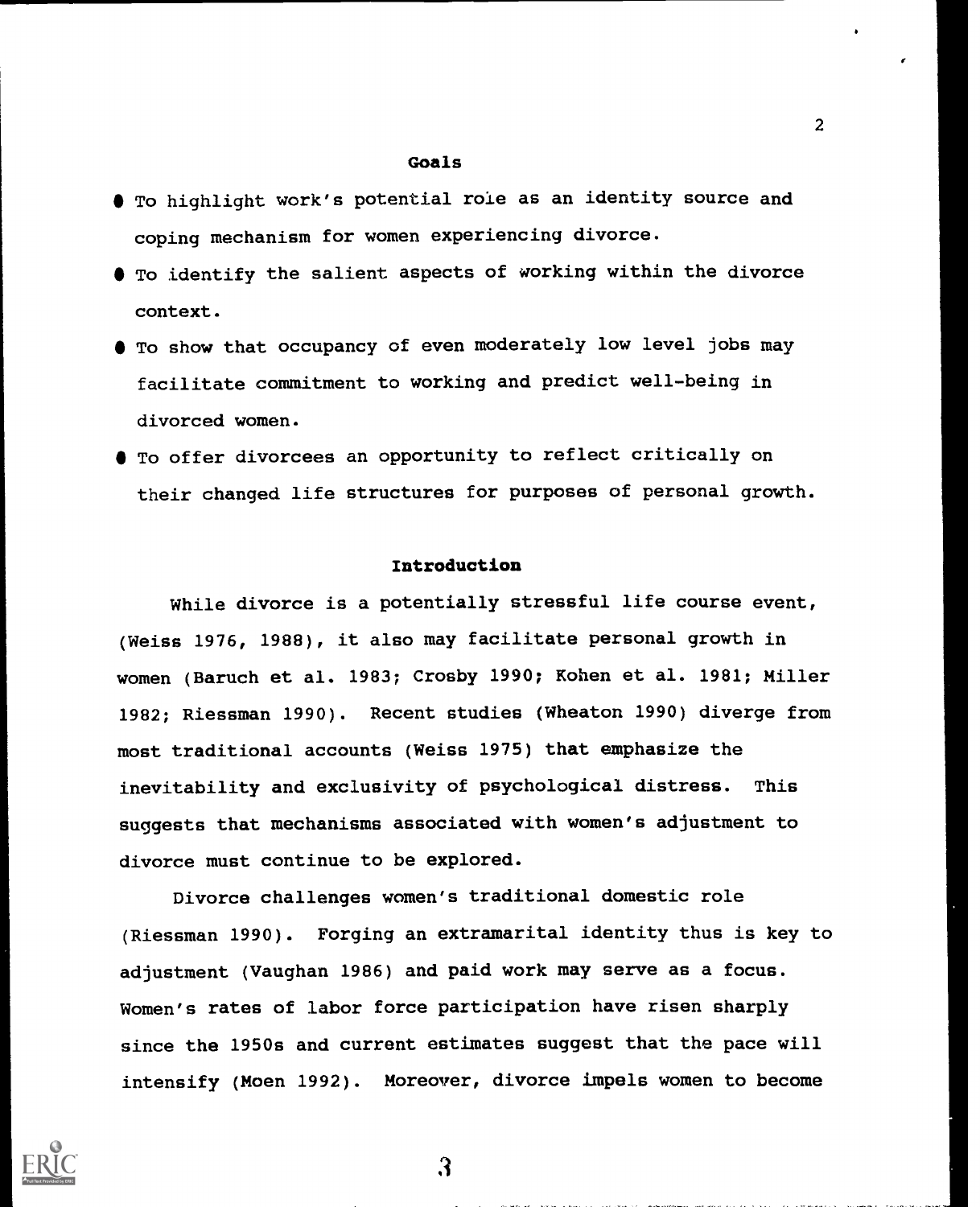## Goals

- To highlight work's potential role as an identity source and coping mechanism for women experiencing divorce.
- To identify the salient aspects of working within the divorce context.
- To show that occupancy of even moderately low level jobs may facilitate commitment to working and predict well-being in divorced women.
- To offer divorcees an opportunity to reflect critically on their changed life structures for purposes of personal growth.

## Introduction

While divorce is a potentially stressful life course event, (Weiss 1976, 1988), it also may facilitate personal growth in women (Baruch et al. 1983; Crosby 1990; Kohen et al. 1981; Miller 1982; Riessman 1990). Recent studies (Wheaton 1990) diverge from most traditional accounts (Weiss 1975) that emphasize the inevitability and exclusivity of psychological distress. This suggests that mechanisms associated with women's adjustment to divorce must continue to be explored.

Divorce challenges women's traditional domestic role (Riessman 1990). Forging an extramarital identity thus is key to adjustment (Vaughan 1986) and paid work may serve as a focus. Women's rates of labor force participation have risen sharply since the 1950s and current estimates suggest that the pace will intensify (Moen 1992). Moreover, divorce impels women to become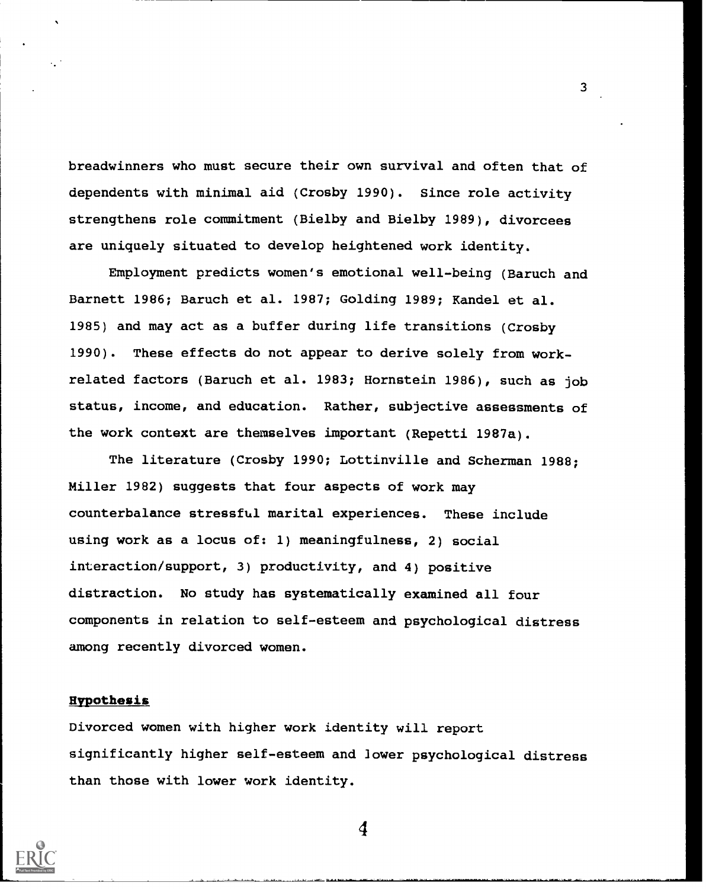breadwinners who must secure their own survival and often that of dependents with minimal aid (Crosby 1990). Since role activity strengthens role commitment (Bielby and Bielby 1989), divorcees are uniquely situated to develop heightened work identity.

Employment predicts women's emotional well-being (Baruch and Barnett 1986; Baruch et al. 1987; Golding 1989; Kandel et al. 1985) and may act as a buffer during life transitions (Crosby 1990). These effects do not appear to derive solely from work-related factors (Baruch et al. 1983; Hornstein 1986), such as job status, income, and education. Rather, subjective assessments of the work context are themselves important (Repetti 1987a).

The literature (Crosby 1990; Lottinville and Scherman 1988; Miller 1982) suggests that four aspects of work may counterbalance stressful marital experiences. These include using work as a locus of: 1) meaningfulness, 2) social interaction/support, 3) productivity, and 4) positive distraction. No study has systematically examined all four components in relation to self-esteem and psychological distress among recently divorced women.

## Hypothesis

Divorced women with higher work identity will report significantly higher self-esteem and lower psychological distress than those with lower work identity.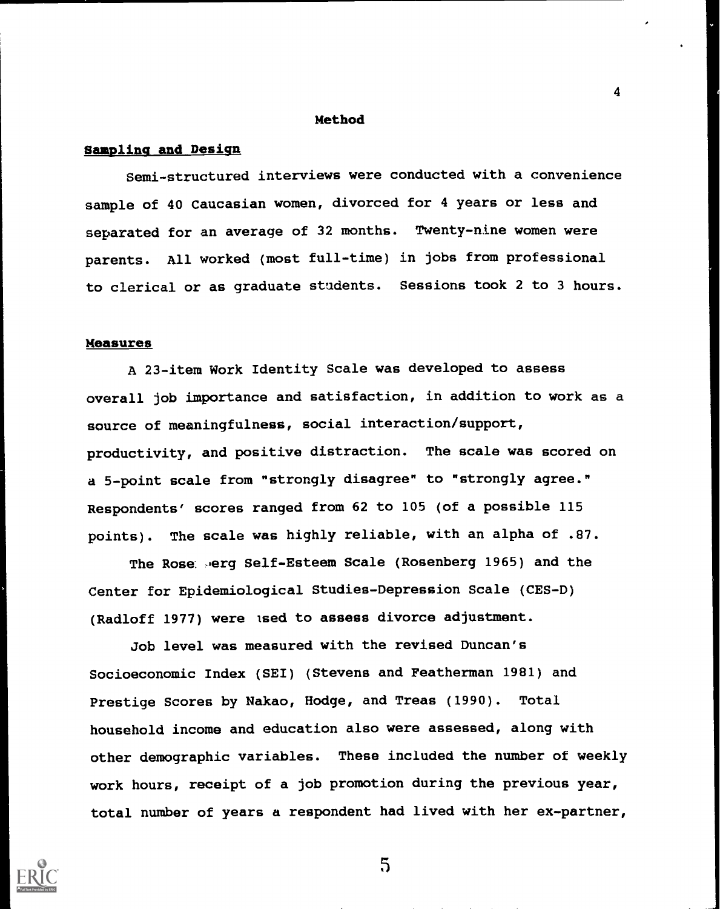## Method

### Sampling and Design

Semi-structured interviews were conducted with a convenience sample of 40 Caucasian women, divorced for 4 years or less and separated for an average of 32 months. Twenty-nine women were parents. All worked (most full-time) in jobs from professional to clerical or as graduate students. Sessions took 2 to 3 hours.

### Measures

A 23-item Work Identity Scale was developed to assess overall job importance and satisfaction, in addition to work as a source of meaningfulness, social interaction/support, productivity, and positive distraction. The scale was scored on a 5-point scale from "strongly disagree" to "strongly agree." Respondents' scores ranged from 62 to 105 (of a possible 115 points). The scale was highly reliable, with an alpha of .87.

The Rosenberg Self-Esteem Scale (Rosenberg 1965) and the Center for Epidemiological Studies-Depression Scale (CES-D) (Radloff 1977) were used to assess divorce adjustment.

Job level was measured with the revised Duncan's Socioeconomic Index (SEI) (Stevens and Featherman 1981) and Prestige Scores by Nakao, Hodge, and Treas (1990). Total household income and education also were assessed, along with other demographic variables. These included the number of weekly work hours, receipt of a job promotion during the previous year, total number of years a respondent had lived with her ex-partner,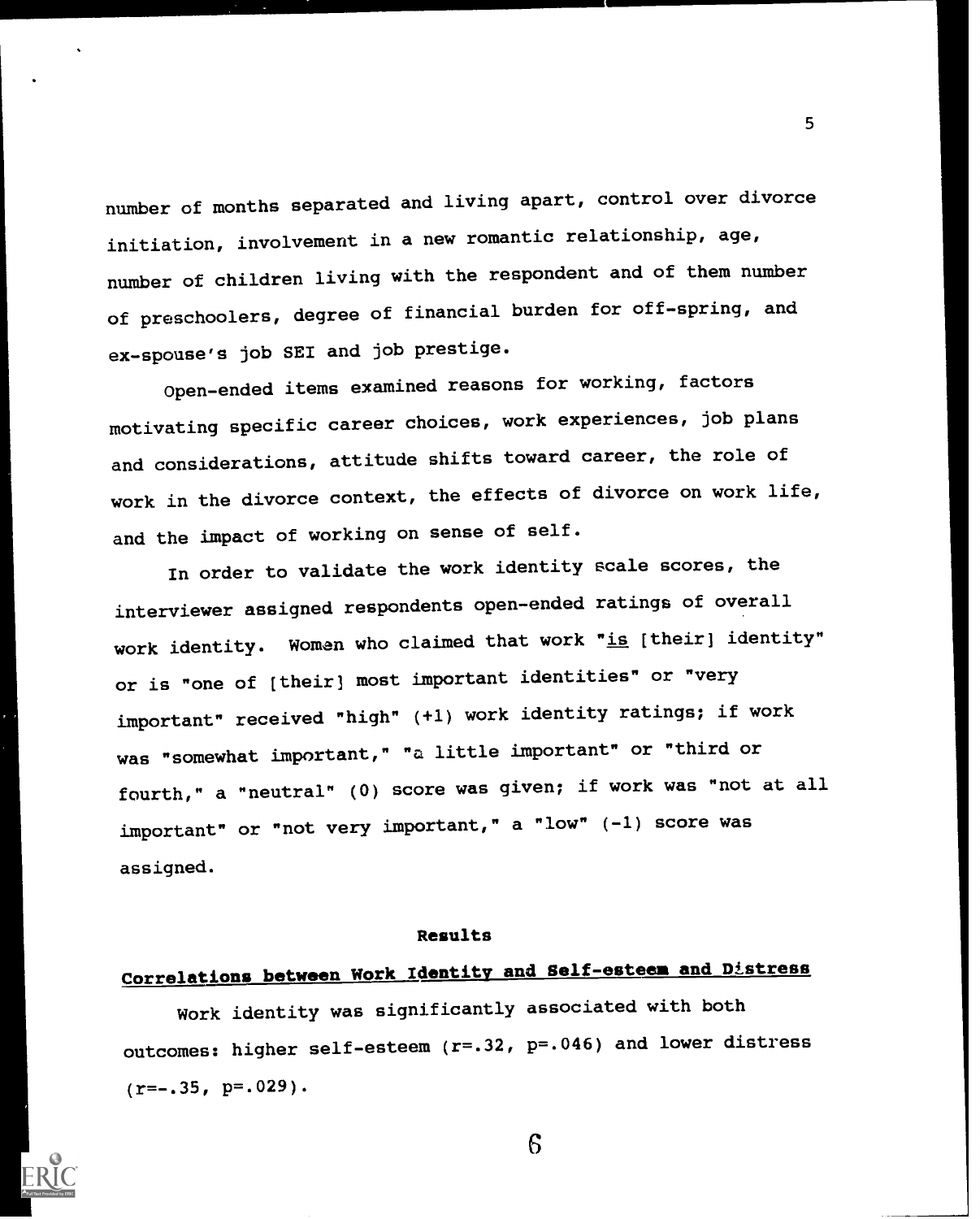number of months separated and living apart, control over divorce initiation, involvement in a new romantic relationship, age, number of children living with the respondent and of them number of preschoolers, degree of financial burden for off-spring, and ex-spouse's job SEI and job prestige.

Open-ended items examined reasons for working, factors motivating specific career choices, work experiences, job plans and considerations, attitude shifts toward career, the role of work in the divorce context, the effects of divorce on work life, and the impact of working on sense of self.

In order to validate the work identity scale scores, the interviewer assigned respondents open-ended ratings of overall work identity. Women who claimed that work "<u>is</u> [their] identity" or is "one of [their] most important identities" or "very important" received "high" (+1) work identity ratings; if work was "somewhat important," "a little important" or "third or fourth," a "neutral" (0) score was given; if work was "not at all important" or "not very important," a "low" (-1) score was assigned.

## Results

### Correlations between Work Identity and Self-esteem and Distress

Work identity was significantly associated with both outcomes: higher self-esteem ($r=.32$, $p=.046$) and lower distress ($r=-.35$, $p=.029$).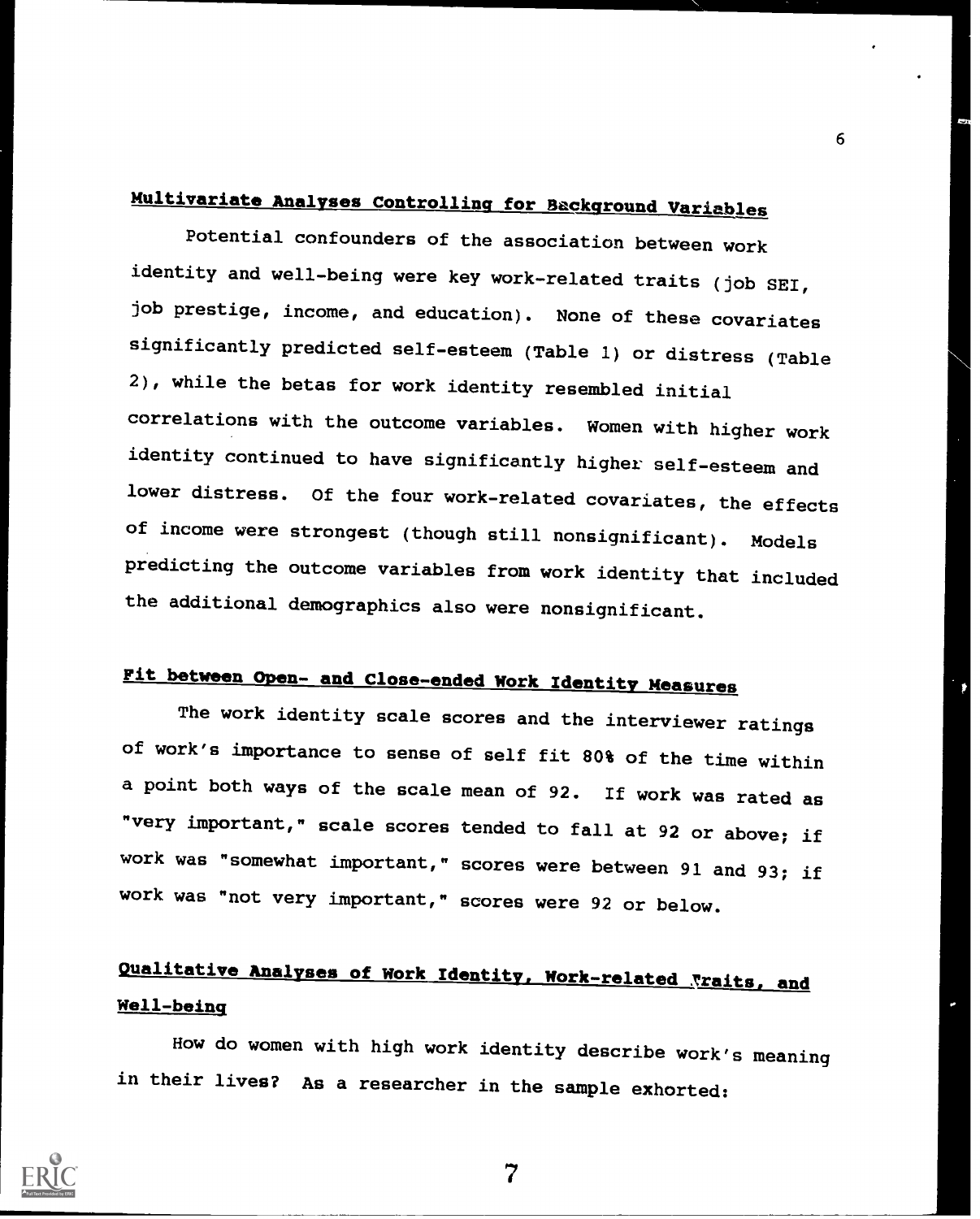## Multivariate Analyses Controlling for Background Variables

Potential confounders of the association between work identity and well-being were key work-related traits (job SEI, job prestige, income, and education). None of these covariates significantly predicted self-esteem (Table 1) or distress (Table 2), while the betas for work identity resembled initial correlations with the outcome variables. Women with higher work identity continued to have significantly higher self-esteem and lower distress. Of the four work-related covariates, the effects of income were strongest (though still nonsignificant). Models predicting the outcome variables from work identity that included the additional demographics also were nonsignificant.

## Fit between Open- and Close-ended Work Identity Measures

The work identity scale scores and the interviewer ratings of work's importance to sense of self fit 80% of the time within a point both ways of the scale mean of 92. If work was rated as "very important," scale scores tended to fall at 92 or above; if work was "somewhat important," scores were between 91 and 93; if work was "not very important," scores were 92 or below.

## Qualitative Analyses of Work Identity, Work-related Traits, and Well-being

How do women with high work identity describe work's meaning in their lives? As a researcher in the sample exhorted: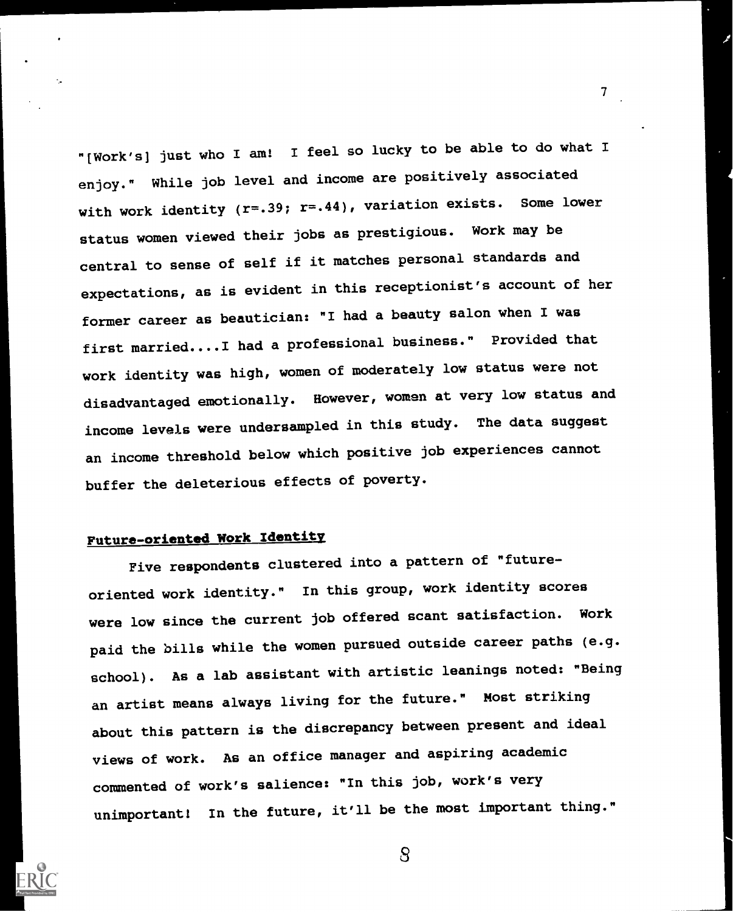"[Work's] just who I am! I feel so lucky to be able to do what I enjoy." While job level and income are positively associated with work identity ($r=.39$; $r=.44$), variation exists. Some lower status women viewed their jobs as prestigious. Work may be central to sense of self if it matches personal standards and expectations, as is evident in this receptionist's account of her former career as beautician: "I had a beauty salon when I was first married....I had a professional business." Provided that work identity was high, women of moderately low status were not disadvantaged emotionally. However, women at very low status and income levels were undersampled in this study. The data suggest an income threshold below which positive job experiences cannot buffer the deleterious effects of poverty.

## Future-oriented Work Identity

Five respondents clustered into a pattern of "future-oriented work identity." In this group, work identity scores were low since the current job offered scant satisfaction. Work paid the bills while the women pursued outside career paths (e.g. school). As a lab assistant with artistic leanings noted: "Being an artist means always living for the future." Most striking about this pattern is the discrepancy between present and ideal views of work. As an office manager and aspiring academic commented of work's salience: "In this job, work's very unimportant! In the future, it'll be the most important thing."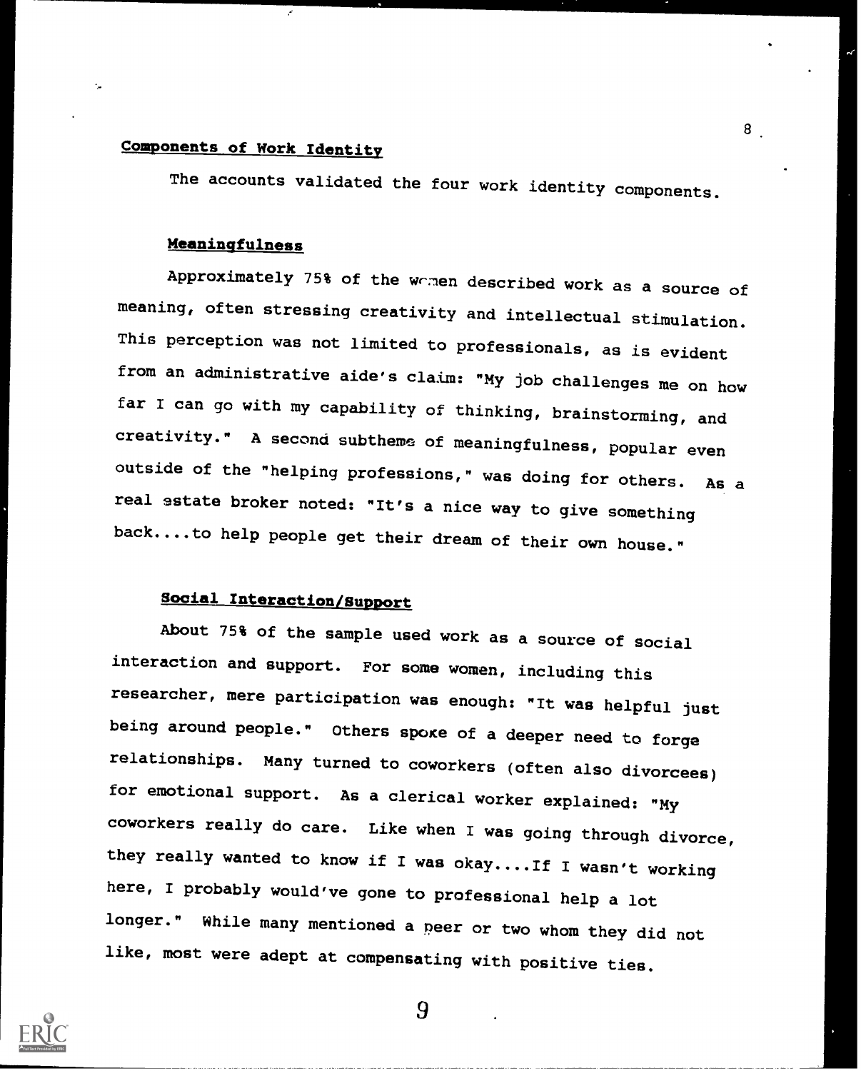## Components of Work Identity

The accounts validated the four work identity components.

### Meaningfulness

Approximately 75% of the women described work as a source of meaning, often stressing creativity and intellectual stimulation. This perception was not limited to professionals, as is evident from an administrative aide's claim: "My job challenges me on how far I can go with my capability of thinking, brainstorming, and creativity." A second subtheme of meaningfulness, popular even outside of the "helping professions," was doing for others. As a real estate broker noted: "It's a nice way to give something back....to help people get their dream of their own house."

### Social Interaction/Support

About 75% of the sample used work as a source of social interaction and support. For some women, including this researcher, mere participation was enough: "It was helpful just being around people." Others spoke of a deeper need to forge relationships. Many turned to coworkers (often also divorcees) for emotional support. As a clerical worker explained: "My coworkers really do care. Like when I was going through divorce, they really wanted to know if I was okay....If I wasn't working here, I probably would've gone to professional help a lot longer." While many mentioned a peer or two whom they did not like, most were adept at compensating with positive ties.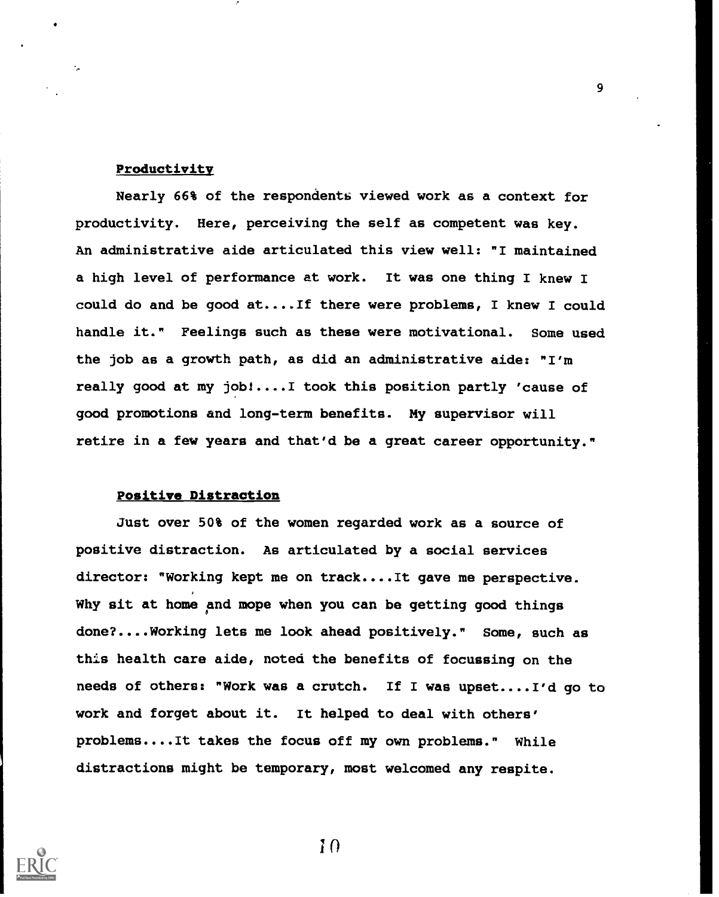### Productivity

Nearly 66% of the respondents viewed work as a context for productivity. Here, perceiving the self as competent was key. An administrative aide articulated this view well: "I maintained a high level of performance at work. It was one thing I knew I could do and be good at....If there were problems, I knew I could handle it." Feelings such as these were motivational. Some used the job as a growth path, as did an administrative aide: "I'm really good at my job!....I took this position partly 'cause of good promotions and long-term benefits. My supervisor will retire in a few years and that'd be a great career opportunity."

### Positive Distraction

Just over 50% of the women regarded work as a source of positive distraction. As articulated by a social services director: "Working kept me on track....It gave me perspective. Why sit at home and mope when you can be getting good things done?....Working lets me look ahead positively." Some, such as this health care aide, noted the benefits of focussing on the needs of others: "Work was a crutch. If I was upset....I'd go to work and forget about it. It helped to deal with others' problems....It takes the focus off my own problems." While distractions might be temporary, most welcomed any respite.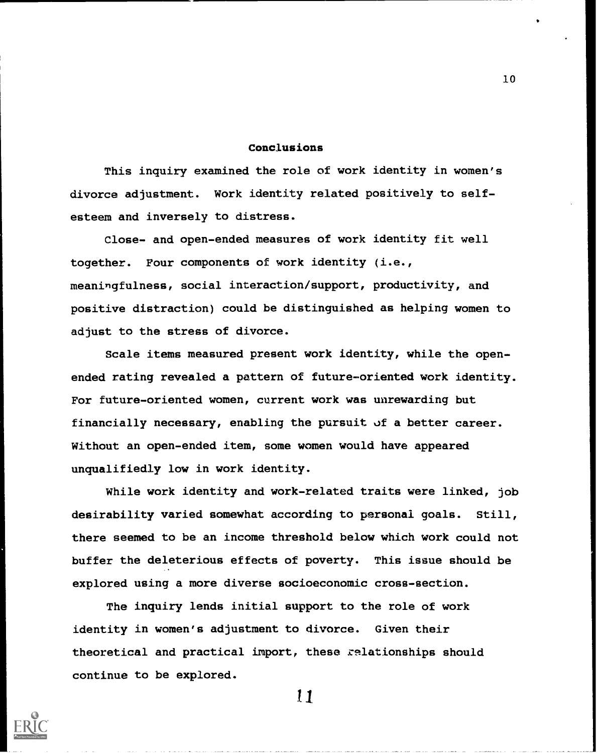## Conclusions

This inquiry examined the role of work identity in women's divorce adjustment. Work identity related positively to self-esteem and inversely to distress.

Close- and open-ended measures of work identity fit well together. Four components of work identity (i.e., meaningfulness, social interaction/support, productivity, and positive distraction) could be distinguished as helping women to adjust to the stress of divorce.

Scale items measured present work identity, while the open-ended rating revealed a pattern of future-oriented work identity. For future-oriented women, current work was unrewarding but financially necessary, enabling the pursuit of a better career. Without an open-ended item, some women would have appeared unqualifiedly low in work identity.

While work identity and work-related traits were linked, job desirability varied somewhat according to personal goals. Still, there seemed to be an income threshold below which work could not buffer the deleterious effects of poverty. This issue should be explored using a more diverse socioeconomic cross-section.

The inquiry lends initial support to the role of work identity in women's adjustment to divorce. Given their theoretical and practical import, these relationships should continue to be explored.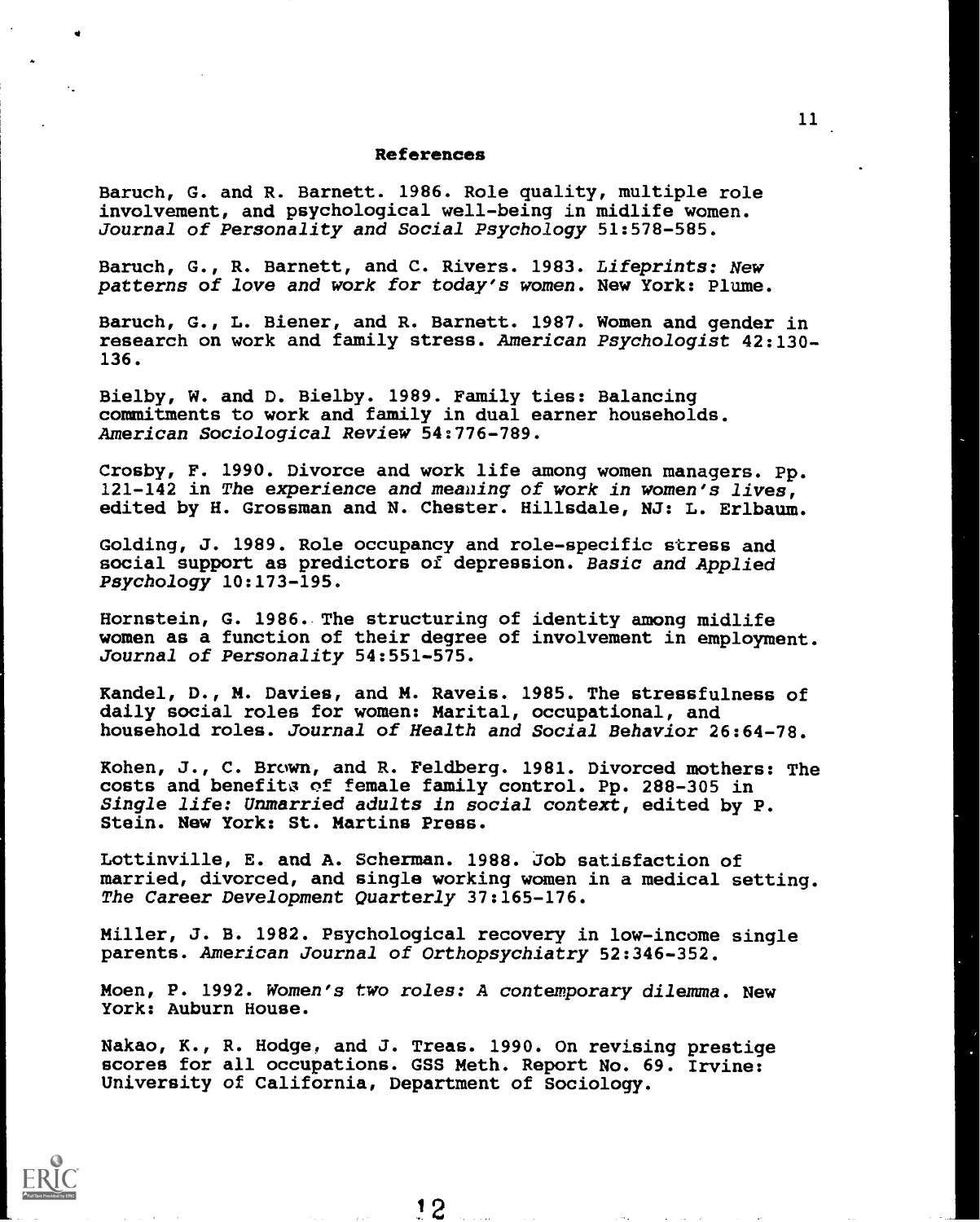## References

Baruch, G. and R. Barnett. 1986. Role quality, multiple role involvement, and psychological well-being in midlife women. *Journal of Personality and Social Psychology* 51:578-585.

Baruch, G., R. Barnett, and C. Rivers. 1983. *Lifeprints: New patterns of love and work for today's women*. New York: Plume.

Baruch, G., L. Biener, and R. Barnett. 1987. Women and gender in research on work and family stress. *American Psychologist* 42:130-136.

Bielby, W. and D. Bielby. 1989. Family ties: Balancing commitments to work and family in dual earner households. *American Sociological Review* 54:776-789.

Crosby, F. 1990. Divorce and work life among women managers. Pp. 121-142 in *The experience and meaning of work in women's lives*, edited by H. Grossman and N. Chester. Hillsdale, NJ: L. Erlbaum.

Golding, J. 1989. Role occupancy and role-specific stress and social support as predictors of depression. *Basic and Applied Psychology* 10:173-195.

Hornstein, G. 1986. The structuring of identity among midlife women as a function of their degree of involvement in employment. *Journal of Personality* 54:551-575.

Kandel, D., M. Davies, and M. Raveis. 1985. The stressfulness of daily social roles for women: Marital, occupational, and household roles. *Journal of Health and Social Behavior* 26:64-78.

Kohen, J., C. Brown, and R. Feldberg. 1981. Divorced mothers: The costs and benefits of female family control. Pp. 288-305 in *Single life: Unmarried adults in social context*, edited by P. Stein. New York: St. Martins Press.

Lottinville, E. and A. Scherman. 1988. Job satisfaction of married, divorced, and single working women in a medical setting. *The Career Development Quarterly* 37:165-176.

Miller, J. B. 1982. Psychological recovery in low-income single parents. *American Journal of Orthopsychiatry* 52:346-352.

Moen, P. 1992. *Women's two roles: A contemporary dilemma*. New York: Auburn House.

Nakao, K., R. Hodge, and J. Treas. 1990. On revising prestige scores for all occupations. GSS Meth. Report No. 69. Irvine: University of California, Department of Sociology.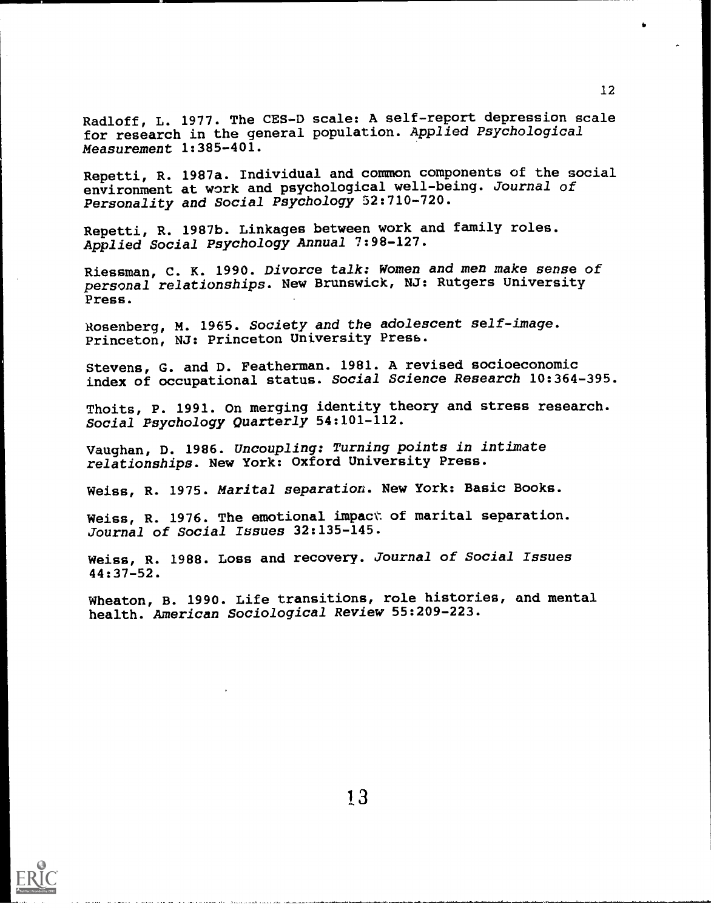Radloff, L. 1977. The CES-D scale: A self-report depression scale for research in the general population. *Applied Psychological Measurement* 1:385-401.

Repetti, R. 1987a. Individual and common components of the social environment at work and psychological well-being. *Journal of Personality and Social Psychology* 52:710-720.

Repetti, R. 1987b. Linkages between work and family roles. *Applied Social Psychology Annual* 7:98-127.

Riessman, C. K. 1990. *Divorce talk: Women and men make sense of personal relationships*. New Brunswick, NJ: Rutgers University Press.

Rosenberg, M. 1965. *Society and the adolescent self-image*. Princeton, NJ: Princeton University Press.

Stevens, G. and D. Featherman. 1981. A revised socioeconomic index of occupational status. *Social Science Research* 10:364-395.

Thoits, P. 1991. On merging identity theory and stress research. *Social Psychology Quarterly* 54:101-112.

Vaughan, D. 1986. *Uncoupling: Turning points in intimate relationships*. New York: Oxford University Press.

Weiss, R. 1975. *Marital separation*. New York: Basic Books.

Weiss, R. 1976. The emotional impact of marital separation. *Journal of Social Issues* 32:135-145.

Weiss, R. 1988. Loss and recovery. *Journal of Social Issues* 44:37-52.

Wheaton, B. 1990. Life transitions, role histories, and mental health. *American Sociological Review* 55:209-223.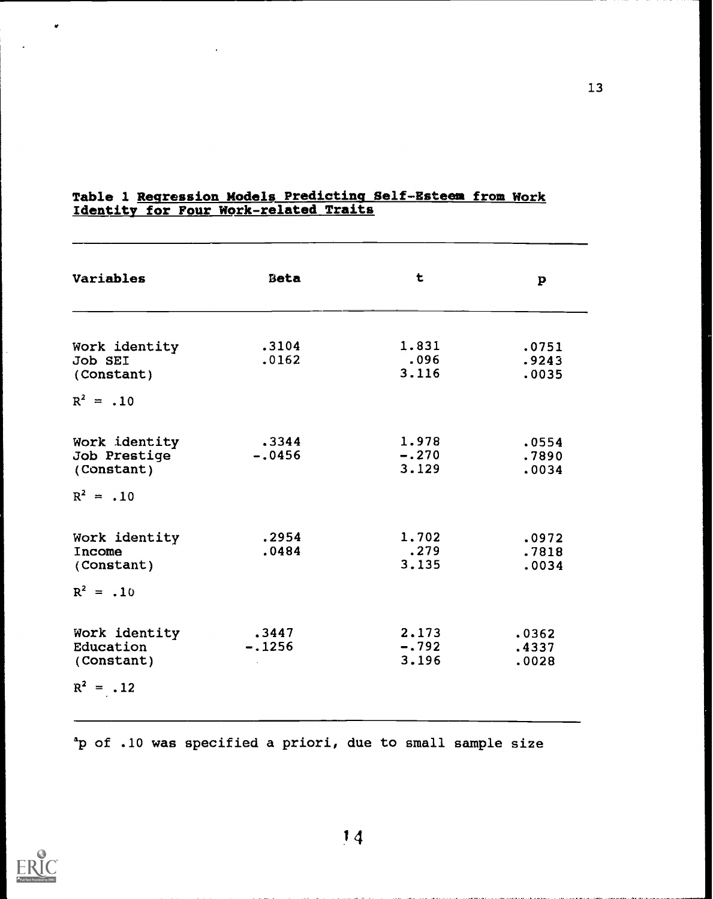**Table 1** Regression Models Predicting Self-Esteem from Work Identity for Four Work-related Traits

| Variables | Beta | t | p |
|---|---|---|---|
| Work identity | .3104 | 1.831 | .0751 |
| Job SEI | .0162 | .096 | .9243 |
| (Constant) | | 3.116 | .0035 |
| $R^2 = .10$ | | | |
| Work identity | .3344 | 1.978 | .0554 |
| Job Prestige | -.0456 | -.270 | .7890 |
| (Constant) | | 3.129 | .0034 |
| $R^2 = .10$ | | | |
| Work identity | .2954 | 1.702 | .0972 |
| Income | .0484 | .279 | .7818 |
| (Constant) | | 3.135 | .0034 |
| $R^2 = .10$ | | | |
| Work identity | .3447 | 2.173 | .0362 |
| Education | -.1256 | -.792 | .4337 |
| (Constant) | | 3.196 | .0028 |
| $R^2 = .12$ | | | |

[a]p of .10 was specified a priori, due to small sample size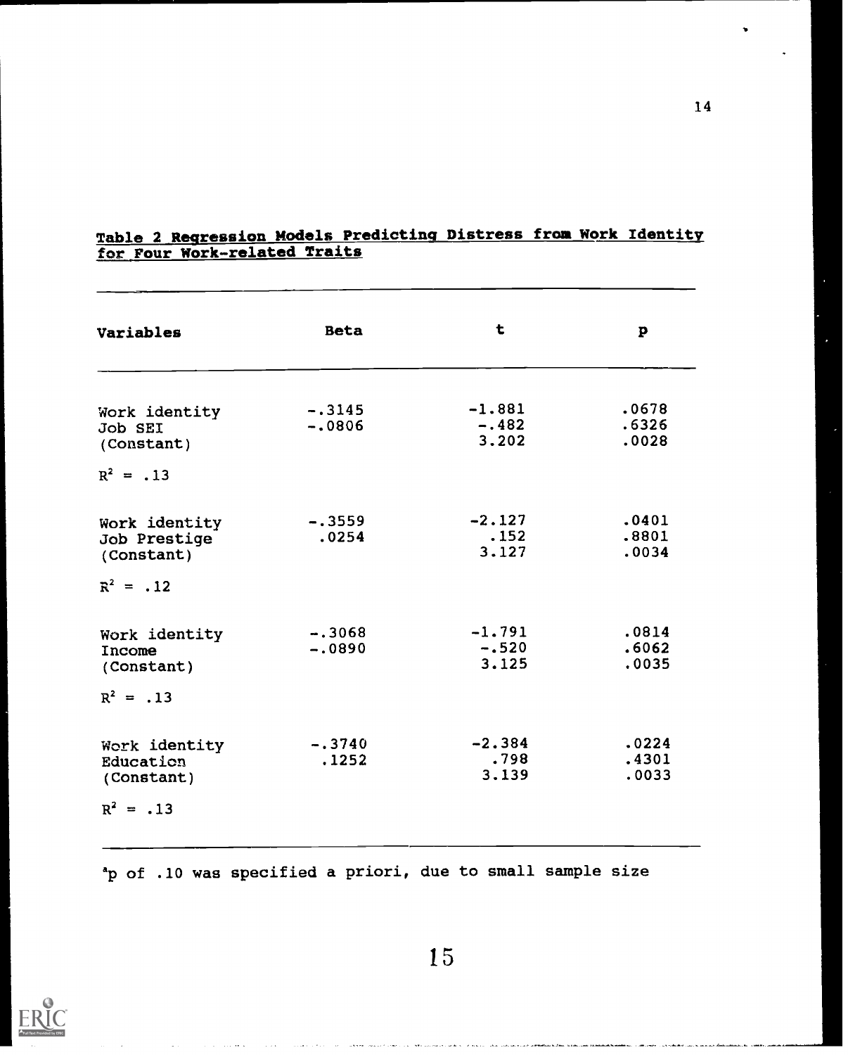**Table 2 Regression Models Predicting Distress from Work Identity for Four Work-related Traits**

| Variables | Beta | t | p |
|---|---|---|---|
| Work identity | -.3145 | -1.881 | .0678 |
| Job SEI | -.0806 | -.482 | .6326 |
| (Constant) | | 3.202 | .0028 |
| $R^2 = .13$ | | | |
| Work identity | -.3559 | -2.127 | .0401 |
| Job Prestige | .0254 | .152 | .8801 |
| (Constant) | | 3.127 | .0034 |
| $R^2 = .12$ | | | |
| Work identity | -.3068 | -1.791 | .0814 |
| Income | -.0890 | -.520 | .6062 |
| (Constant) | | 3.125 | .0035 |
| $R^2 = .13$ | | | |
| Work identity | -.3740 | -2.384 | .0224 |
| Education | .1252 | .798 | .4301 |
| (Constant) | | 3.139 | .0033 |
| $R^2 = .13$ | | | |

[a]p of .10 was specified a priori, due to small sample size